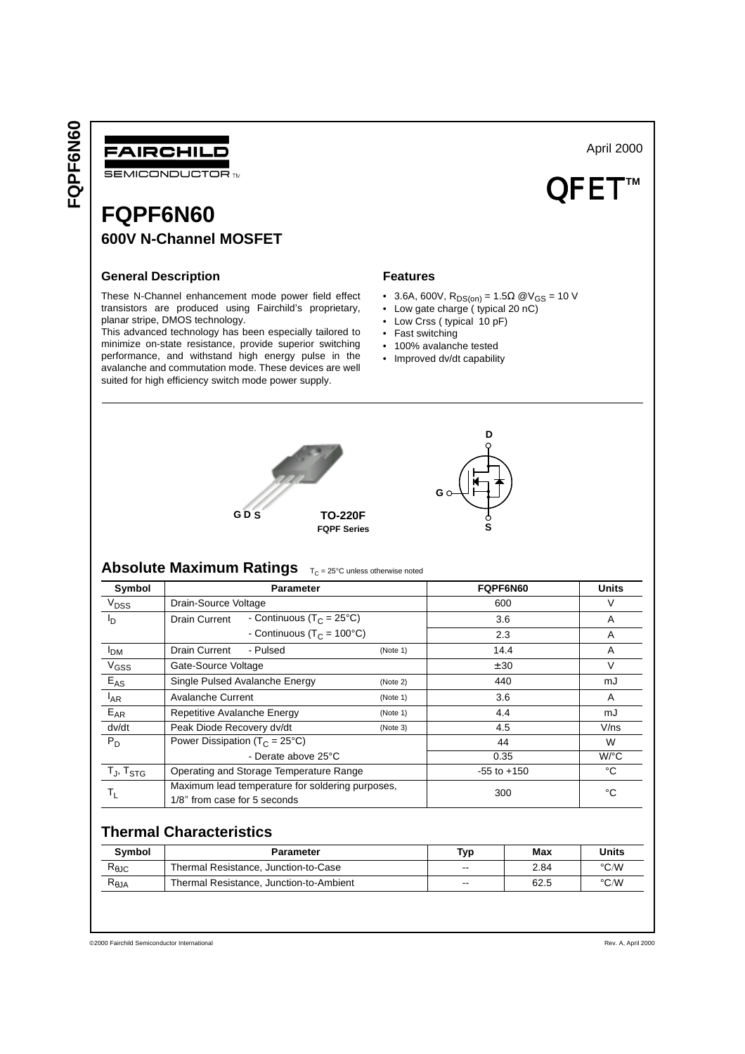FAIRCHILD SEMICONDUCTOR™

April 2000

QFET™

# FQPF6N60

## 600V N-Channel MOSFET

### General Description

These N-Channel enhancement mode power field effect transistors are produced using Fairchild's proprietary, planar stripe, DMOS technology.
This advanced technology has been especially tailored to minimize on-state resistance, provide superior switching performance, and withstand high energy pulse in the avalanche and commutation mode. These devices are well suited for high efficiency switch mode power supply.

### Features

- 3.6A, 600V, $R_{DS(on)} = 1.5\Omega$ @$V_{GS} = 10$ V
- Low gate charge ( typical 20 nC)
- Low Crss ( typical 10 pF)
- Fast switching
- 100% avalanche tested
- Improved dv/dt capability

G D S

TO-220F
FQPF Series

D
G
S

## Absolute Maximum Ratings $T_C = 25°C$ unless otherwise noted

| Symbol | Parameter | | | FQPF6N60 | Units |
|---|---|---|---|---|---|
| $V_{DSS}$ | Drain-Source Voltage | | | 600 | V |
| $I_D$ | Drain Current | - Continuous ($T_C$ = 25°C) | | 3.6 | A |
| | | - Continuous ($T_C$ = 100°C) | | 2.3 | A |
| $I_{DM}$ | Drain Current | - Pulsed | (Note 1) | 14.4 | A |
| $V_{GSS}$ | Gate-Source Voltage | | | ± 30 | V |
| $E_{AS}$ | Single Pulsed Avalanche Energy | | (Note 2) | 440 | mJ |
| $I_{AR}$ | Avalanche Current | | (Note 1) | 3.6 | A |
| $E_{AR}$ | Repetitive Avalanche Energy | | (Note 1) | 4.4 | mJ |
| dv/dt | Peak Diode Recovery dv/dt | | (Note 3) | 4.5 | V/ns |
| $P_D$ | Power Dissipation ($T_C$ = 25°C) | | | 44 | W |
| | | - Derate above 25°C | | 0.35 | W/°C |
| $T_J$, $T_{STG}$ | Operating and Storage Temperature Range | | | -55 to +150 | °C |
| $T_L$ | Maximum lead temperature for soldering purposes, 1/8" from case for 5 seconds | | | 300 | °C |

## Thermal Characteristics

| Symbol | Parameter | Typ | Max | Units |
|---|---|---|---|---|
| $R_{\theta JC}$ | Thermal Resistance, Junction-to-Case | -- | 2.84 | °C/W |
| $R_{\theta JA}$ | Thermal Resistance, Junction-to-Ambient | -- | 62.5 | °C/W |

©2000 Fairchild Semiconductor International Rev. A, April 2000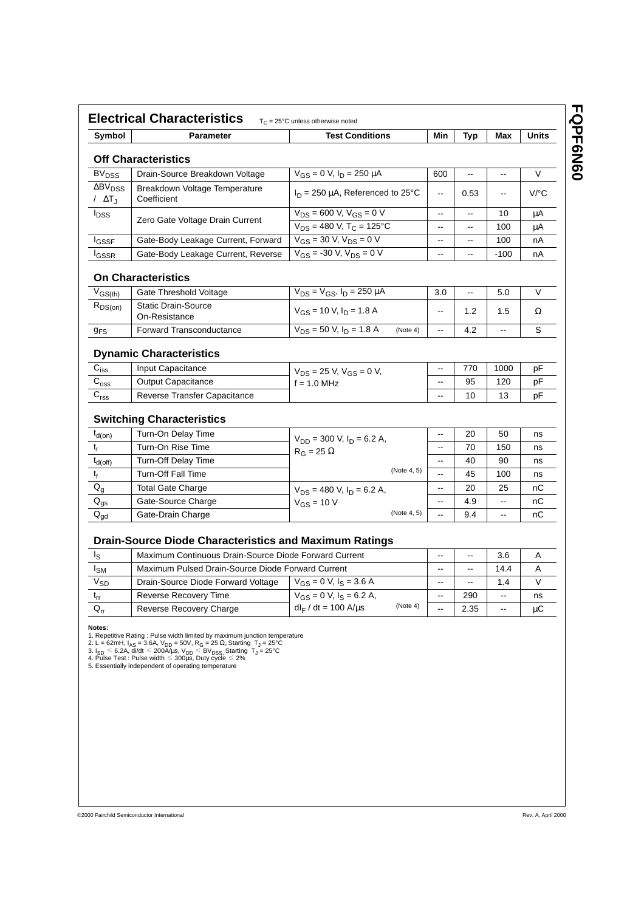## Electrical Characteristics

$T_C$ = 25°C unless otherwise noted

| Symbol | Parameter | Test Conditions | Min | Typ | Max | Units |
|---|---|---|---|---|---|---|
| **Off Characteristics** | | | | | | |
| $BV_{DSS}$ | Drain-Source Breakdown Voltage | $V_{GS}$ = 0 V, $I_D$ = 250 µA | 600 | -- | -- | V |
| $\Delta BV_{DSS} / \Delta T_J$ | Breakdown Voltage Temperature Coefficient | $I_D$ = 250 µA, Referenced to 25°C | -- | 0.53 | -- | V/°C |
| $I_{DSS}$ | Zero Gate Voltage Drain Current | $V_{DS}$ = 600 V, $V_{GS}$ = 0 V | -- | -- | 10 | µA |
| | | $V_{DS}$ = 480 V, $T_C$ = 125°C | -- | -- | 100 | µA |
| $I_{GSSF}$ | Gate-Body Leakage Current, Forward | $V_{GS}$ = 30 V, $V_{DS}$ = 0 V | -- | -- | 100 | nA |
| $I_{GSSR}$ | Gate-Body Leakage Current, Reverse | $V_{GS}$ = -30 V, $V_{DS}$ = 0 V | -- | -- | -100 | nA |
| **On Characteristics** | | | | | | |
| $V_{GS(th)}$ | Gate Threshold Voltage | $V_{DS} = V_{GS}$, $I_D$ = 250 µA | 3.0 | -- | 5.0 | V |
| $R_{DS(on)}$ | Static Drain-Source On-Resistance | $V_{GS}$ = 10 V, $I_D$ = 1.8 A | -- | 1.2 | 1.5 | Ω |
| $g_{FS}$ | Forward Transconductance | $V_{DS}$ = 50 V, $I_D$ = 1.8 A (Note 4) | -- | 4.2 | -- | S |
| **Dynamic Characteristics** | | | | | | |
| $C_{iss}$ | Input Capacitance | $V_{DS}$ = 25 V, $V_{GS}$ = 0 V, f = 1.0 MHz | -- | 770 | 1000 | pF |
| $C_{oss}$ | Output Capacitance | | -- | 95 | 120 | pF |
| $C_{rss}$ | Reverse Transfer Capacitance | | -- | 10 | 13 | pF |
| **Switching Characteristics** | | | | | | |
| $t_{d(on)}$ | Turn-On Delay Time | $V_{DD}$ = 300 V, $I_D$ = 6.2 A, $R_G$ = 25 Ω (Note 4, 5) | -- | 20 | 50 | ns |
| $t_r$ | Turn-On Rise Time | | -- | 70 | 150 | ns |
| $t_{d(off)}$ | Turn-Off Delay Time | | -- | 40 | 90 | ns |
| $t_f$ | Turn-Off Fall Time | | -- | 45 | 100 | ns |
| $Q_g$ | Total Gate Charge | $V_{DS}$ = 480 V, $I_D$ = 6.2 A, $V_{GS}$ = 10 V (Note 4, 5) | -- | 20 | 25 | nC |
| $Q_{gs}$ | Gate-Source Charge | | -- | 4.9 | -- | nC |
| $Q_{gd}$ | Gate-Drain Charge | | -- | 9.4 | -- | nC |
| **Drain-Source Diode Characteristics and Maximum Ratings** | | | | | | |
| $I_S$ | Maximum Continuous Drain-Source Diode Forward Current | | -- | -- | 3.6 | A |
| $I_{SM}$ | Maximum Pulsed Drain-Source Diode Forward Current | | -- | -- | 14.4 | A |
| $V_{SD}$ | Drain-Source Diode Forward Voltage | $V_{GS}$ = 0 V, $I_S$ = 3.6 A | -- | -- | 1.4 | V |
| $t_{rr}$ | Reverse Recovery Time | $V_{GS}$ = 0 V, $I_S$ = 6.2 A, $dI_F / dt$ = 100 A/µs (Note 4) | -- | 290 | -- | ns |
| $Q_{rr}$ | Reverse Recovery Charge | | -- | 2.35 | -- | µC |

**Notes:**
1. Repetitive Rating : Pulse width limited by maximum junction temperature
2. L = 62mH, $I_{AS}$ = 3.6A, $V_{DD}$ = 50V, $R_G$ = 25 Ω, Starting $T_J$ = 25°C
3. $I_{SD} \leq$ 6.2A, di/dt $\leq$ 200A/µs, $V_{DD} \leq BV_{DSS}$, Starting $T_J$ = 25°C
4. Pulse Test : Pulse width $\leq$ 300µs, Duty cycle $\leq$ 2%
5. Essentially independent of operating temperature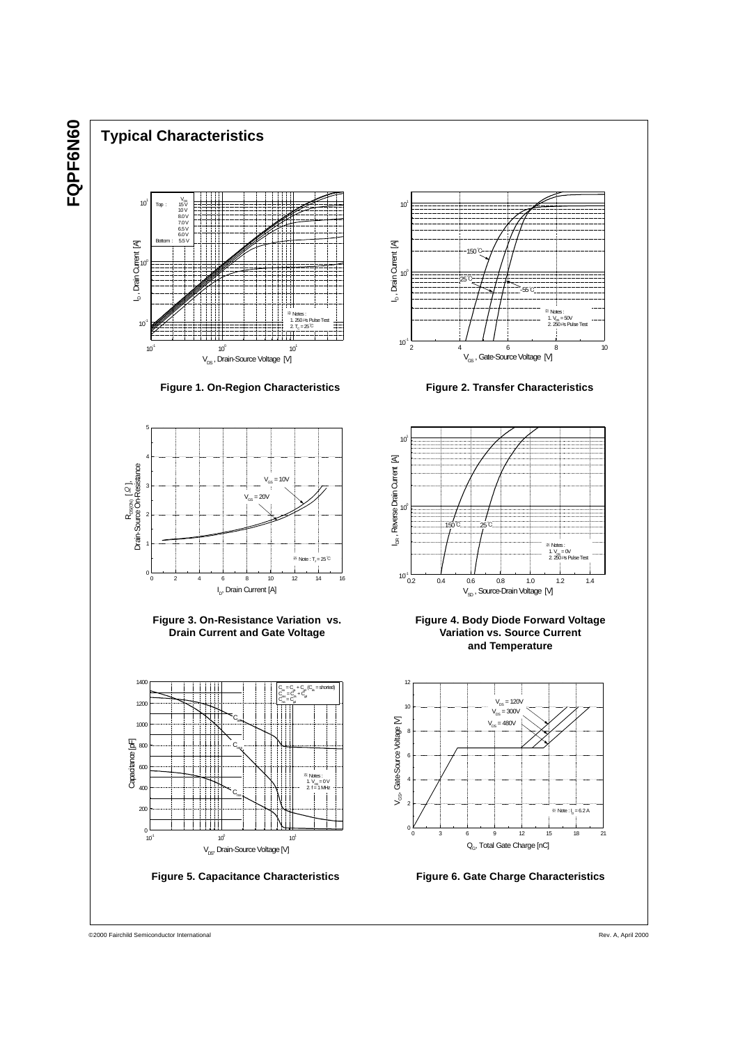## Typical Characteristics

Figure 1. On-Region Characteristics

Figure 2. Transfer Characteristics

Figure 3. On-Resistance Variation vs. Drain Current and Gate Voltage

Figure 4. Body Diode Forward Voltage Variation vs. Source Current and Temperature

Figure 5. Capacitance Characteristics

Figure 6. Gate Charge Characteristics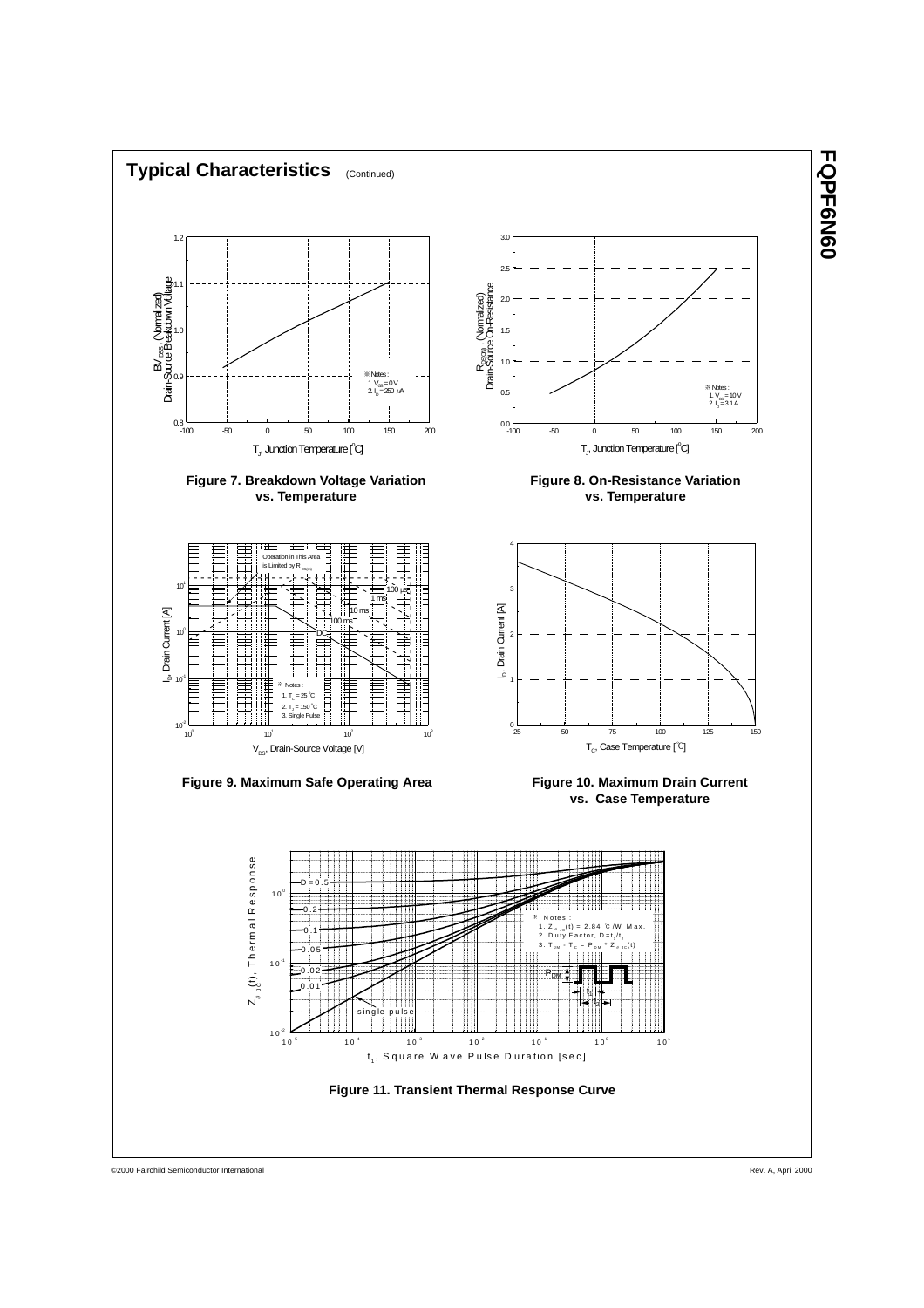## Typical Characteristics (Continued)

Figure 7. Breakdown Voltage Variation vs. Temperature

Figure 8. On-Resistance Variation vs. Temperature

Figure 9. Maximum Safe Operating Area

Figure 10. Maximum Drain Current vs. Case Temperature

Figure 11. Transient Thermal Response Curve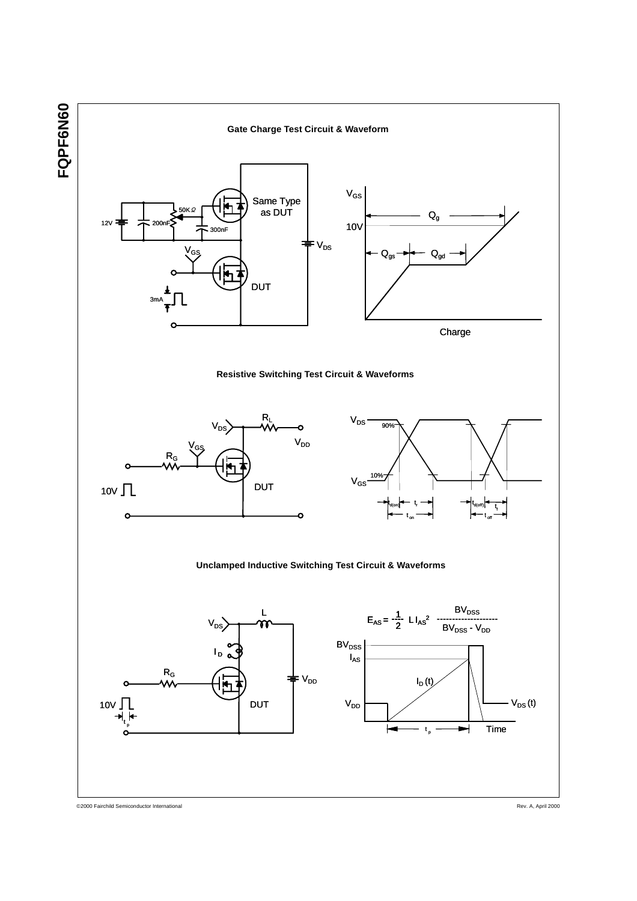## Gate Charge Test Circuit & Waveform

## Resistive Switching Test Circuit & Waveforms

## Unclamped Inductive Switching Test Circuit & Waveforms

$$E_{AS} = \frac{1}{2} L I_{AS}^2 \frac{BV_{DSS}}{BV_{DSS} - V_{DD}}$$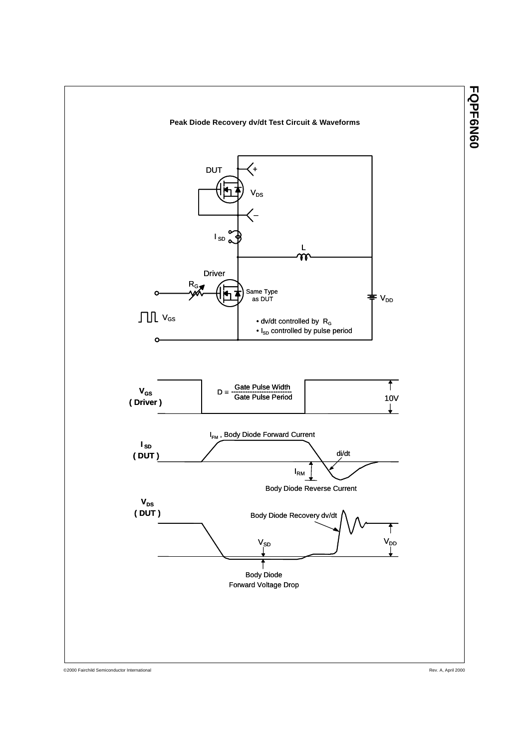**Peak Diode Recovery dv/dt Test Circuit & Waveforms**

DUT

+

$V_{DS}$

–

$I_{SD}$

L

Driver

$R_G$

Same Type as DUT

$V_{DD}$

$V_{GS}$

- dv/dt controlled by $R_G$
- $I_{SD}$ controlled by pulse period

$V_{GS}$ ( Driver )

D = Gate Pulse Width / Gate Pulse Period

10V

$I_{SD}$ ( DUT )

$I_{FM}$ , Body Diode Forward Current

di/dt

$I_{RM}$

Body Diode Reverse Current

$V_{DS}$ ( DUT )

Body Diode Recovery dv/dt

$V_{SD}$

$V_{DD}$

Body Diode Forward Voltage Drop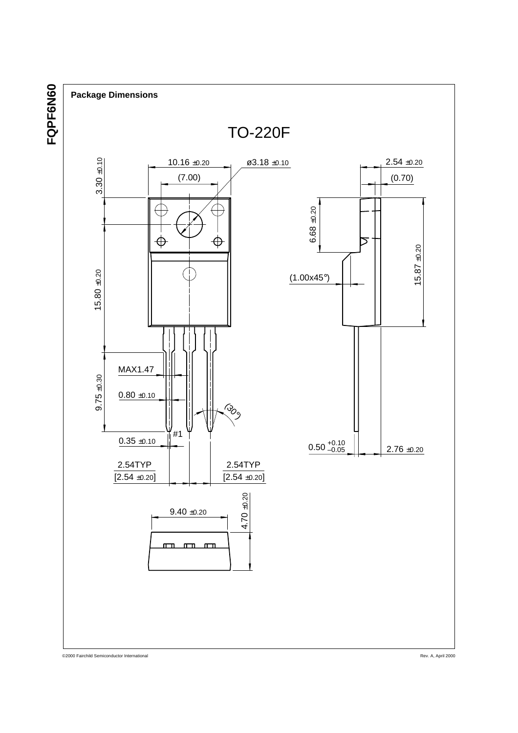## Package Dimensions

### TO-220F

10.16 ±0.20

ø3.18 ±0.10

(7.00)

3.30 ±0.10

15.80 ±0.20

9.75 ±0.30

MAX1.47

0.80 ±0.10

(30°)

#1

0.35 ±0.10

2.54TYP
[2.54 ±0.20]

2.54TYP
[2.54 ±0.20]

2.54 ±0.20

(0.70)

6.68 ±0.20

15.87 ±0.20

(1.00x45°)

$0.50^{+0.10}_{-0.05}$

2.76 ±0.20

9.40 ±0.20

4.70 ±0.20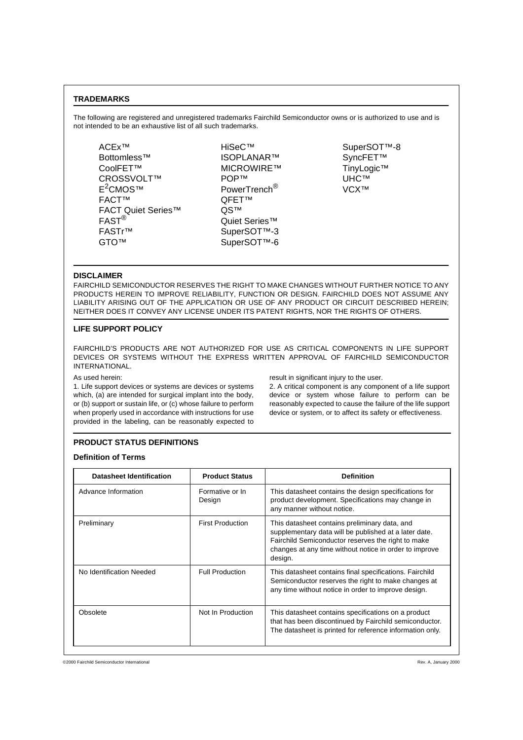## TRADEMARKS

The following are registered and unregistered trademarks Fairchild Semiconductor owns or is authorized to use and is not intended to be an exhaustive list of all such trademarks.

ACEx™
Bottomless™
CoolFET™
CROSSVOLT™
E$^2$CMOS™
FACT™
FACT Quiet Series™
FAST®
FASTr™
GTO™
HiSeC™
ISOPLANAR™
MICROWIRE™
POP™
PowerTrench®
QFET™
QS™
Quiet Series™
SuperSOT™-3
SuperSOT™-6
SuperSOT™-8
SyncFET™
TinyLogic™
UHC™
VCX™

## DISCLAIMER

FAIRCHILD SEMICONDUCTOR RESERVES THE RIGHT TO MAKE CHANGES WITHOUT FURTHER NOTICE TO ANY PRODUCTS HEREIN TO IMPROVE RELIABILITY, FUNCTION OR DESIGN. FAIRCHILD DOES NOT ASSUME ANY LIABILITY ARISING OUT OF THE APPLICATION OR USE OF ANY PRODUCT OR CIRCUIT DESCRIBED HEREIN; NEITHER DOES IT CONVEY ANY LICENSE UNDER ITS PATENT RIGHTS, NOR THE RIGHTS OF OTHERS.

## LIFE SUPPORT POLICY

FAIRCHILD'S PRODUCTS ARE NOT AUTHORIZED FOR USE AS CRITICAL COMPONENTS IN LIFE SUPPORT DEVICES OR SYSTEMS WITHOUT THE EXPRESS WRITTEN APPROVAL OF FAIRCHILD SEMICONDUCTOR INTERNATIONAL.

As used herein:

1. Life support devices or systems are devices or systems which, (a) are intended for surgical implant into the body, or (b) support or sustain life, or (c) whose failure to perform when properly used in accordance with instructions for use provided in the labeling, can be reasonably expected to result in significant injury to the user.

2. A critical component is any component of a life support device or system whose failure to perform can be reasonably expected to cause the failure of the life support device or system, or to affect its safety or effectiveness.

## PRODUCT STATUS DEFINITIONS

### Definition of Terms

| Datasheet Identification | Product Status | Definition |
|---|---|---|
| Advance Information | Formative or In Design | This datasheet contains the design specifications for product development. Specifications may change in any manner without notice. |
| Preliminary | First Production | This datasheet contains preliminary data, and supplementary data will be published at a later date. Fairchild Semiconductor reserves the right to make changes at any time without notice in order to improve design. |
| No Identification Needed | Full Production | This datasheet contains final specifications. Fairchild Semiconductor reserves the right to make changes at any time without notice in order to improve design. |
| Obsolete | Not In Production | This datasheet contains specifications on a product that has been discontinued by Fairchild semiconductor. The datasheet is printed for reference information only. |

©2000 Fairchild Semiconductor International

Rev. A, January 2000